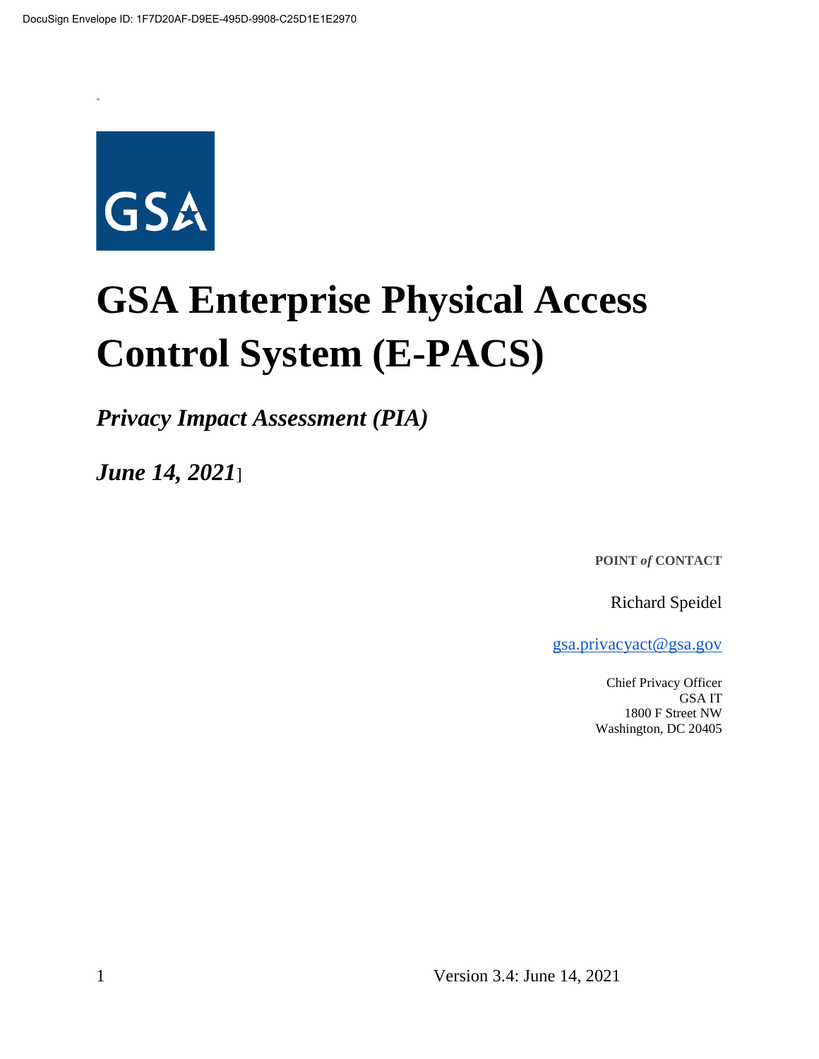DocuSign Envelope ID: 1F7D20AF-D9EE-495D-9908-C25D1E1E2970

GSA

# GSA Enterprise Physical Access Control System (E-PACS)

***Privacy Impact Assessment (PIA)***

***June 14, 2021***]

**POINT *of* CONTACT**

Richard Speidel

gsa.privacyact@gsa.gov

Chief Privacy Officer
GSA IT
1800 F Street NW
Washington, DC 20405

Version 3.4: June 14, 2021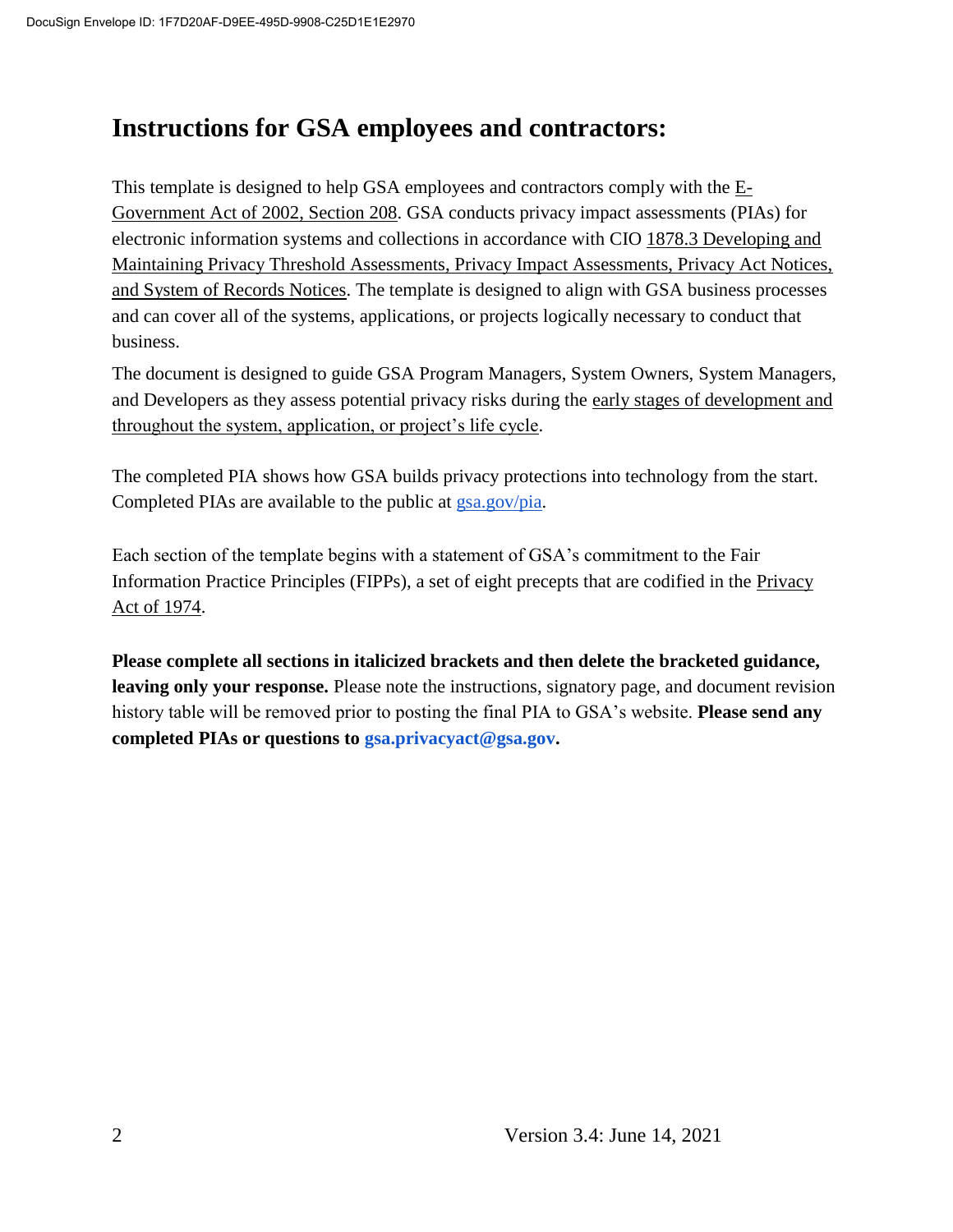# Instructions for GSA employees and contractors:

This template is designed to help GSA employees and contractors comply with the E-Government Act of 2002, Section 208. GSA conducts privacy impact assessments (PIAs) for electronic information systems and collections in accordance with CIO 1878.3 Developing and Maintaining Privacy Threshold Assessments, Privacy Impact Assessments, Privacy Act Notices, and System of Records Notices. The template is designed to align with GSA business processes and can cover all of the systems, applications, or projects logically necessary to conduct that business.

The document is designed to guide GSA Program Managers, System Owners, System Managers, and Developers as they assess potential privacy risks during the early stages of development and throughout the system, application, or project's life cycle.

The completed PIA shows how GSA builds privacy protections into technology from the start. Completed PIAs are available to the public at gsa.gov/pia.

Each section of the template begins with a statement of GSA's commitment to the Fair Information Practice Principles (FIPPs), a set of eight precepts that are codified in the Privacy Act of 1974.

**Please complete all sections in italicized brackets and then delete the bracketed guidance, leaving only your response.** Please note the instructions, signatory page, and document revision history table will be removed prior to posting the final PIA to GSA's website. **Please send any completed PIAs or questions to gsa.privacyact@gsa.gov.**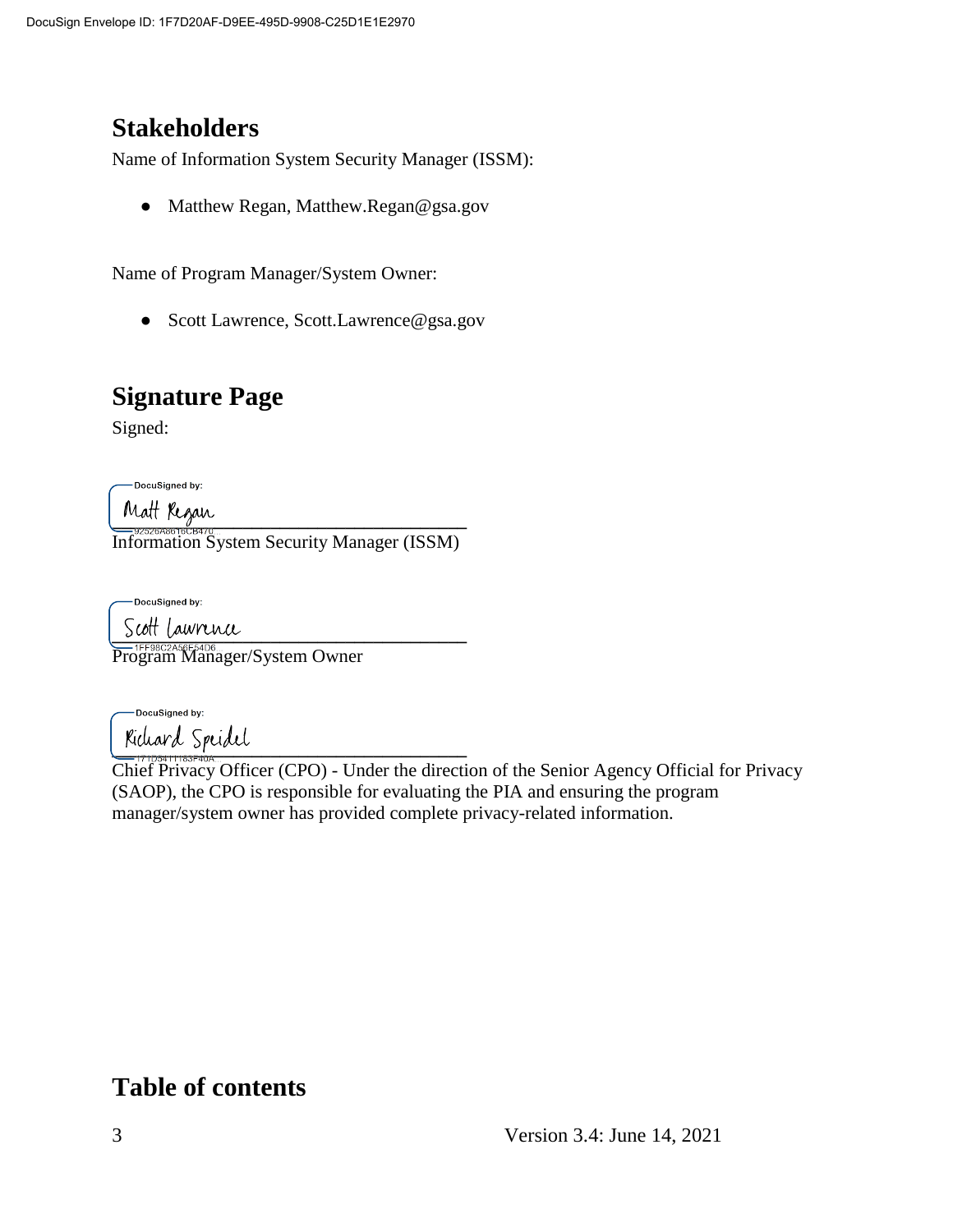## Stakeholders

Name of Information System Security Manager (ISSM):

- Matthew Regan, Matthew.Regan@gsa.gov

Name of Program Manager/System Owner:

- Scott Lawrence, Scott.Lawrence@gsa.gov

## Signature Page

Signed:

DocuSigned by: Matt Regan

Information System Security Manager (ISSM)

DocuSigned by: Scott Lawrence

Program Manager/System Owner

DocuSigned by: Richard Speidel

Chief Privacy Officer (CPO) - Under the direction of the Senior Agency Official for Privacy (SAOP), the CPO is responsible for evaluating the PIA and ensuring the program manager/system owner has provided complete privacy-related information.

## Table of contents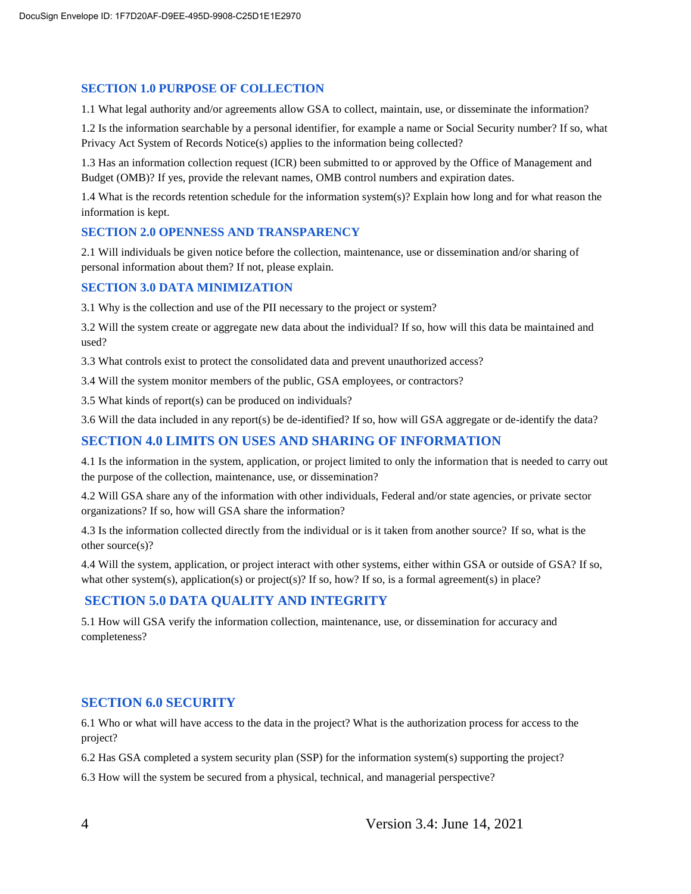## SECTION 1.0 PURPOSE OF COLLECTION

1.1 What legal authority and/or agreements allow GSA to collect, maintain, use, or disseminate the information?

1.2 Is the information searchable by a personal identifier, for example a name or Social Security number? If so, what Privacy Act System of Records Notice(s) applies to the information being collected?

1.3 Has an information collection request (ICR) been submitted to or approved by the Office of Management and Budget (OMB)? If yes, provide the relevant names, OMB control numbers and expiration dates.

1.4 What is the records retention schedule for the information system(s)? Explain how long and for what reason the information is kept.

## SECTION 2.0 OPENNESS AND TRANSPARENCY

2.1 Will individuals be given notice before the collection, maintenance, use or dissemination and/or sharing of personal information about them? If not, please explain.

## SECTION 3.0 DATA MINIMIZATION

3.1 Why is the collection and use of the PII necessary to the project or system?

3.2 Will the system create or aggregate new data about the individual? If so, how will this data be maintained and used?

3.3 What controls exist to protect the consolidated data and prevent unauthorized access?

3.4 Will the system monitor members of the public, GSA employees, or contractors?

3.5 What kinds of report(s) can be produced on individuals?

3.6 Will the data included in any report(s) be de-identified? If so, how will GSA aggregate or de-identify the data?

## SECTION 4.0 LIMITS ON USES AND SHARING OF INFORMATION

4.1 Is the information in the system, application, or project limited to only the information that is needed to carry out the purpose of the collection, maintenance, use, or dissemination?

4.2 Will GSA share any of the information with other individuals, Federal and/or state agencies, or private sector organizations? If so, how will GSA share the information?

4.3 Is the information collected directly from the individual or is it taken from another source? If so, what is the other source(s)?

4.4 Will the system, application, or project interact with other systems, either within GSA or outside of GSA? If so, what other system(s), application(s) or project(s)? If so, how? If so, is a formal agreement(s) in place?

## SECTION 5.0 DATA QUALITY AND INTEGRITY

5.1 How will GSA verify the information collection, maintenance, use, or dissemination for accuracy and completeness?

## SECTION 6.0 SECURITY

6.1 Who or what will have access to the data in the project? What is the authorization process for access to the project?

6.2 Has GSA completed a system security plan (SSP) for the information system(s) supporting the project?

6.3 How will the system be secured from a physical, technical, and managerial perspective?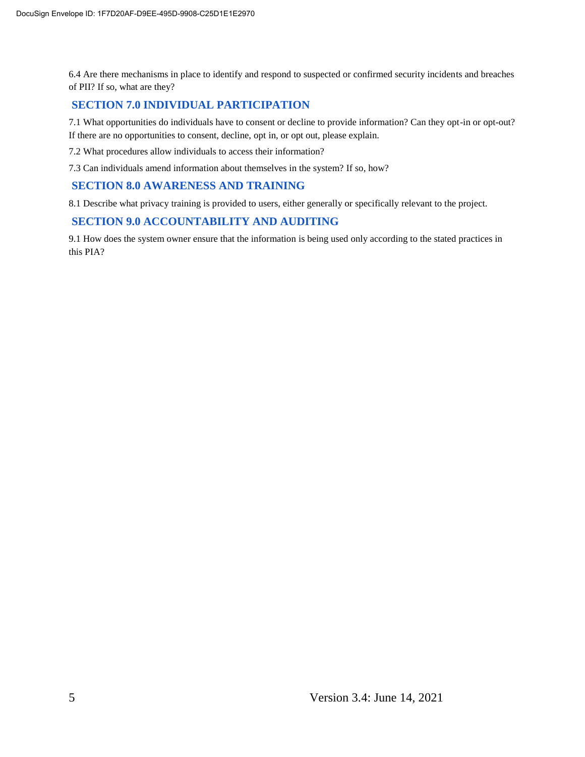6.4 Are there mechanisms in place to identify and respond to suspected or confirmed security incidents and breaches of PII? If so, what are they?

## SECTION 7.0 INDIVIDUAL PARTICIPATION

7.1 What opportunities do individuals have to consent or decline to provide information? Can they opt-in or opt-out? If there are no opportunities to consent, decline, opt in, or opt out, please explain.

7.2 What procedures allow individuals to access their information?

7.3 Can individuals amend information about themselves in the system? If so, how?

## SECTION 8.0 AWARENESS AND TRAINING

8.1 Describe what privacy training is provided to users, either generally or specifically relevant to the project.

## SECTION 9.0 ACCOUNTABILITY AND AUDITING

9.1 How does the system owner ensure that the information is being used only according to the stated practices in this PIA?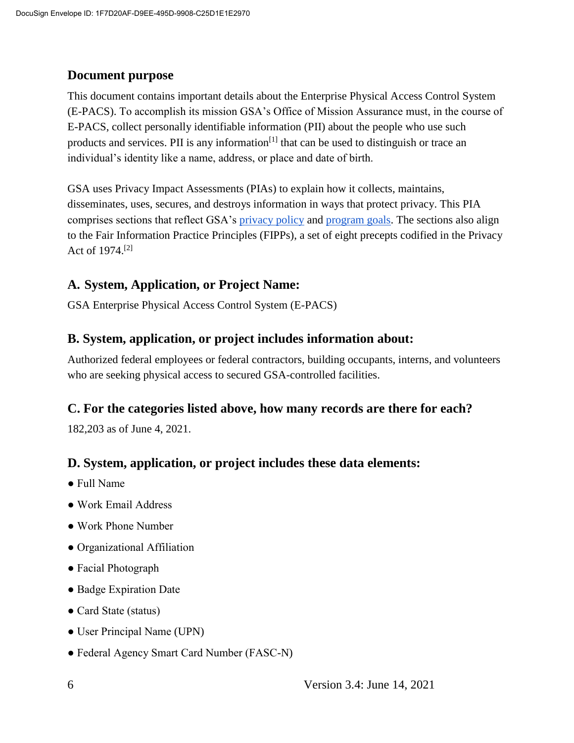## Document purpose

This document contains important details about the Enterprise Physical Access Control System (E-PACS). To accomplish its mission GSA's Office of Mission Assurance must, in the course of E-PACS, collect personally identifiable information (PII) about the people who use such products and services. PII is any information[1] that can be used to distinguish or trace an individual's identity like a name, address, or place and date of birth.

GSA uses Privacy Impact Assessments (PIAs) to explain how it collects, maintains, disseminates, uses, secures, and destroys information in ways that protect privacy. This PIA comprises sections that reflect GSA's privacy policy and program goals. The sections also align to the Fair Information Practice Principles (FIPPs), a set of eight precepts codified in the Privacy Act of 1974.[2]

## A. System, Application, or Project Name:

GSA Enterprise Physical Access Control System (E-PACS)

## B. System, application, or project includes information about:

Authorized federal employees or federal contractors, building occupants, interns, and volunteers who are seeking physical access to secured GSA-controlled facilities.

## C. For the categories listed above, how many records are there for each?

182,203 as of June 4, 2021.

## D. System, application, or project includes these data elements:

- Full Name
- Work Email Address
- Work Phone Number
- Organizational Affiliation
- Facial Photograph
- Badge Expiration Date
- Card State (status)
- User Principal Name (UPN)
- Federal Agency Smart Card Number (FASC-N)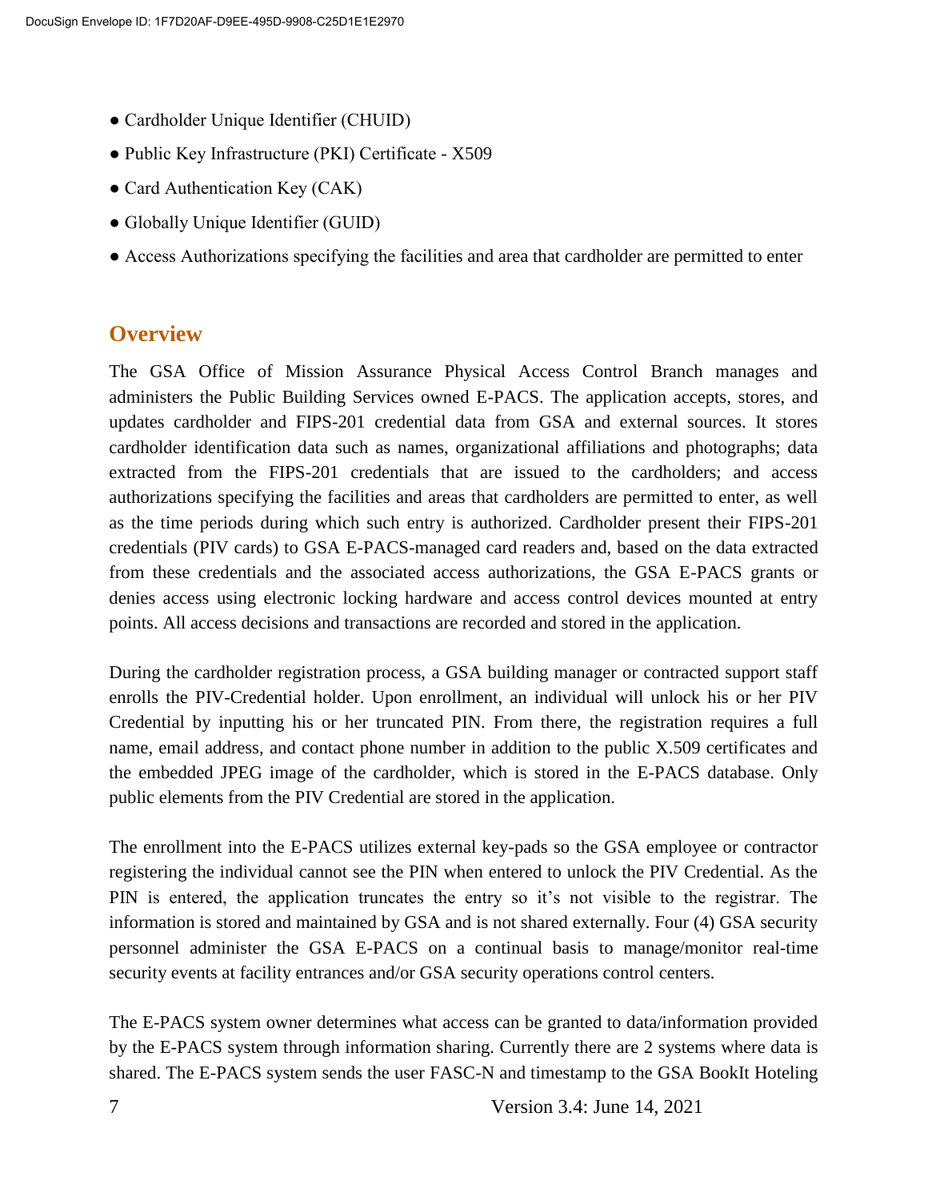- Cardholder Unique Identifier (CHUID)
- Public Key Infrastructure (PKI) Certificate - X509
- Card Authentication Key (CAK)
- Globally Unique Identifier (GUID)
- Access Authorizations specifying the facilities and area that cardholder are permitted to enter

## Overview

The GSA Office of Mission Assurance Physical Access Control Branch manages and administers the Public Building Services owned E-PACS. The application accepts, stores, and updates cardholder and FIPS-201 credential data from GSA and external sources. It stores cardholder identification data such as names, organizational affiliations and photographs; data extracted from the FIPS-201 credentials that are issued to the cardholders; and access authorizations specifying the facilities and areas that cardholders are permitted to enter, as well as the time periods during which such entry is authorized. Cardholder present their FIPS-201 credentials (PIV cards) to GSA E-PACS-managed card readers and, based on the data extracted from these credentials and the associated access authorizations, the GSA E-PACS grants or denies access using electronic locking hardware and access control devices mounted at entry points. All access decisions and transactions are recorded and stored in the application.

During the cardholder registration process, a GSA building manager or contracted support staff enrolls the PIV-Credential holder. Upon enrollment, an individual will unlock his or her PIV Credential by inputting his or her truncated PIN. From there, the registration requires a full name, email address, and contact phone number in addition to the public X.509 certificates and the embedded JPEG image of the cardholder, which is stored in the E-PACS database. Only public elements from the PIV Credential are stored in the application.

The enrollment into the E-PACS utilizes external key-pads so the GSA employee or contractor registering the individual cannot see the PIN when entered to unlock the PIV Credential. As the PIN is entered, the application truncates the entry so it's not visible to the registrar. The information is stored and maintained by GSA and is not shared externally. Four (4) GSA security personnel administer the GSA E-PACS on a continual basis to manage/monitor real-time security events at facility entrances and/or GSA security operations control centers.

The E-PACS system owner determines what access can be granted to data/information provided by the E-PACS system through information sharing. Currently there are 2 systems where data is shared. The E-PACS system sends the user FASC-N and timestamp to the GSA BookIt Hoteling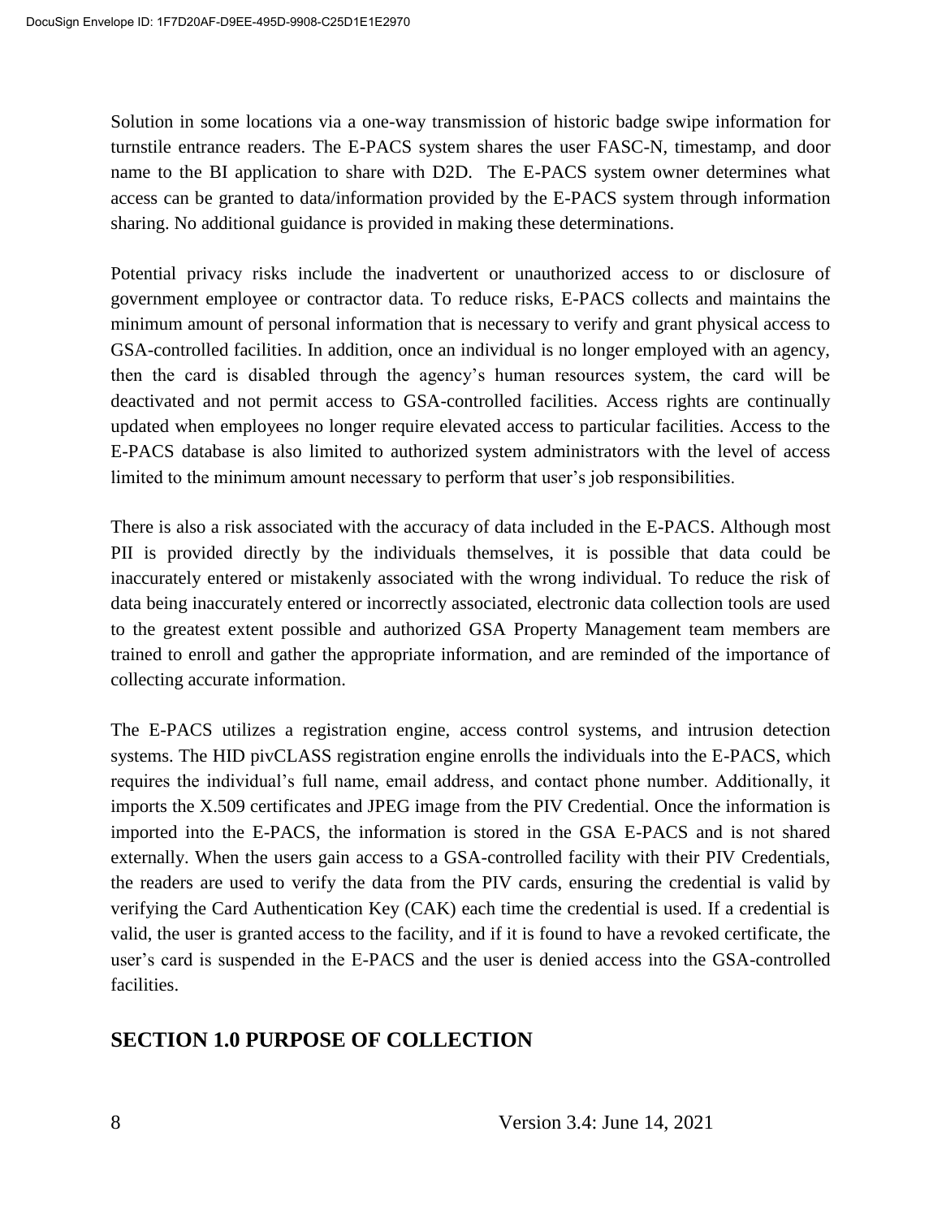Solution in some locations via a one-way transmission of historic badge swipe information for turnstile entrance readers. The E-PACS system shares the user FASC-N, timestamp, and door name to the BI application to share with D2D. The E-PACS system owner determines what access can be granted to data/information provided by the E-PACS system through information sharing. No additional guidance is provided in making these determinations.

Potential privacy risks include the inadvertent or unauthorized access to or disclosure of government employee or contractor data. To reduce risks, E-PACS collects and maintains the minimum amount of personal information that is necessary to verify and grant physical access to GSA-controlled facilities. In addition, once an individual is no longer employed with an agency, then the card is disabled through the agency's human resources system, the card will be deactivated and not permit access to GSA-controlled facilities. Access rights are continually updated when employees no longer require elevated access to particular facilities. Access to the E-PACS database is also limited to authorized system administrators with the level of access limited to the minimum amount necessary to perform that user's job responsibilities.

There is also a risk associated with the accuracy of data included in the E-PACS. Although most PII is provided directly by the individuals themselves, it is possible that data could be inaccurately entered or mistakenly associated with the wrong individual. To reduce the risk of data being inaccurately entered or incorrectly associated, electronic data collection tools are used to the greatest extent possible and authorized GSA Property Management team members are trained to enroll and gather the appropriate information, and are reminded of the importance of collecting accurate information.

The E-PACS utilizes a registration engine, access control systems, and intrusion detection systems. The HID pivCLASS registration engine enrolls the individuals into the E-PACS, which requires the individual's full name, email address, and contact phone number. Additionally, it imports the X.509 certificates and JPEG image from the PIV Credential. Once the information is imported into the E-PACS, the information is stored in the GSA E-PACS and is not shared externally. When the users gain access to a GSA-controlled facility with their PIV Credentials, the readers are used to verify the data from the PIV cards, ensuring the credential is valid by verifying the Card Authentication Key (CAK) each time the credential is used. If a credential is valid, the user is granted access to the facility, and if it is found to have a revoked certificate, the user's card is suspended in the E-PACS and the user is denied access into the GSA-controlled facilities.

## SECTION 1.0 PURPOSE OF COLLECTION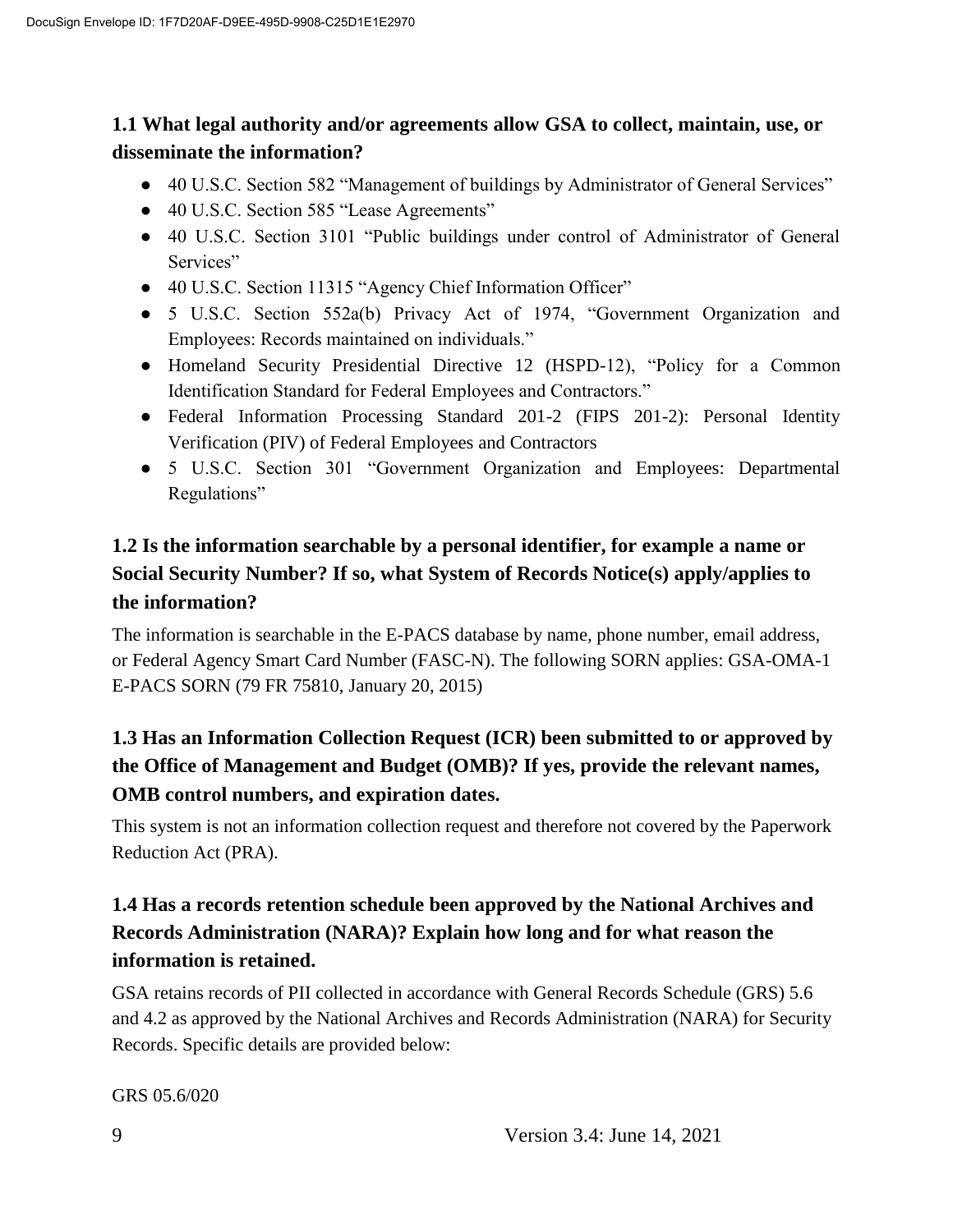## 1.1 What legal authority and/or agreements allow GSA to collect, maintain, use, or disseminate the information?

- 40 U.S.C. Section 582 "Management of buildings by Administrator of General Services"
- 40 U.S.C. Section 585 "Lease Agreements"
- 40 U.S.C. Section 3101 "Public buildings under control of Administrator of General Services"
- 40 U.S.C. Section 11315 "Agency Chief Information Officer"
- 5 U.S.C. Section 552a(b) Privacy Act of 1974, "Government Organization and Employees: Records maintained on individuals."
- Homeland Security Presidential Directive 12 (HSPD-12), "Policy for a Common Identification Standard for Federal Employees and Contractors."
- Federal Information Processing Standard 201-2 (FIPS 201-2): Personal Identity Verification (PIV) of Federal Employees and Contractors
- 5 U.S.C. Section 301 "Government Organization and Employees: Departmental Regulations"

## 1.2 Is the information searchable by a personal identifier, for example a name or Social Security Number? If so, what System of Records Notice(s) apply/applies to the information?

The information is searchable in the E-PACS database by name, phone number, email address, or Federal Agency Smart Card Number (FASC-N). The following SORN applies: GSA-OMA-1 E-PACS SORN (79 FR 75810, January 20, 2015)

## 1.3 Has an Information Collection Request (ICR) been submitted to or approved by the Office of Management and Budget (OMB)? If yes, provide the relevant names, OMB control numbers, and expiration dates.

This system is not an information collection request and therefore not covered by the Paperwork Reduction Act (PRA).

## 1.4 Has a records retention schedule been approved by the National Archives and Records Administration (NARA)? Explain how long and for what reason the information is retained.

GSA retains records of PII collected in accordance with General Records Schedule (GRS) 5.6 and 4.2 as approved by the National Archives and Records Administration (NARA) for Security Records. Specific details are provided below:

GRS 05.6/020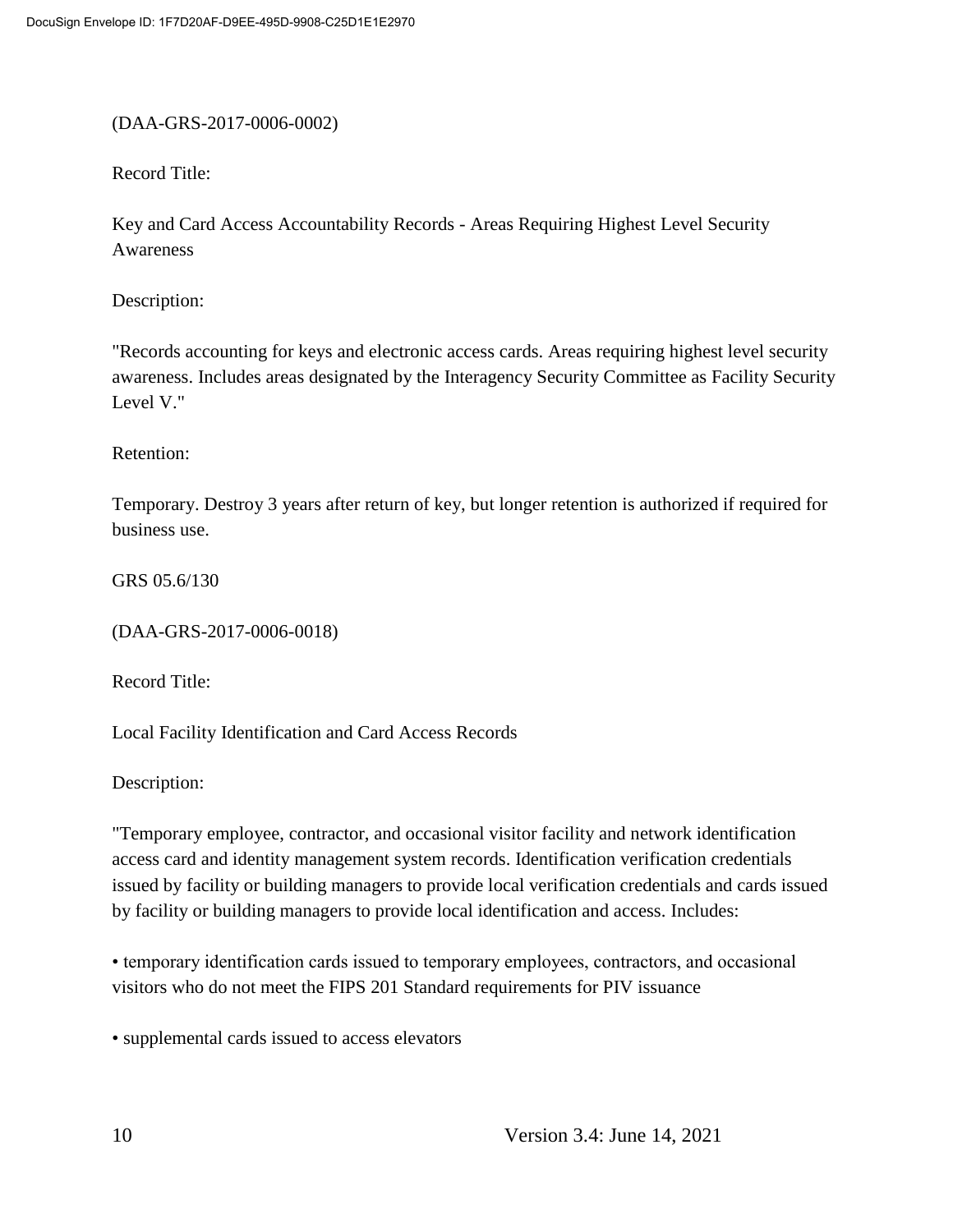(DAA-GRS-2017-0006-0002)

Record Title:

Key and Card Access Accountability Records - Areas Requiring Highest Level Security Awareness

Description:

"Records accounting for keys and electronic access cards. Areas requiring highest level security awareness. Includes areas designated by the Interagency Security Committee as Facility Security Level V."

Retention:

Temporary. Destroy 3 years after return of key, but longer retention is authorized if required for business use.

GRS 05.6/130

(DAA-GRS-2017-0006-0018)

Record Title:

Local Facility Identification and Card Access Records

Description:

"Temporary employee, contractor, and occasional visitor facility and network identification access card and identity management system records. Identification verification credentials issued by facility or building managers to provide local verification credentials and cards issued by facility or building managers to provide local identification and access. Includes:

• temporary identification cards issued to temporary employees, contractors, and occasional visitors who do not meet the FIPS 201 Standard requirements for PIV issuance

• supplemental cards issued to access elevators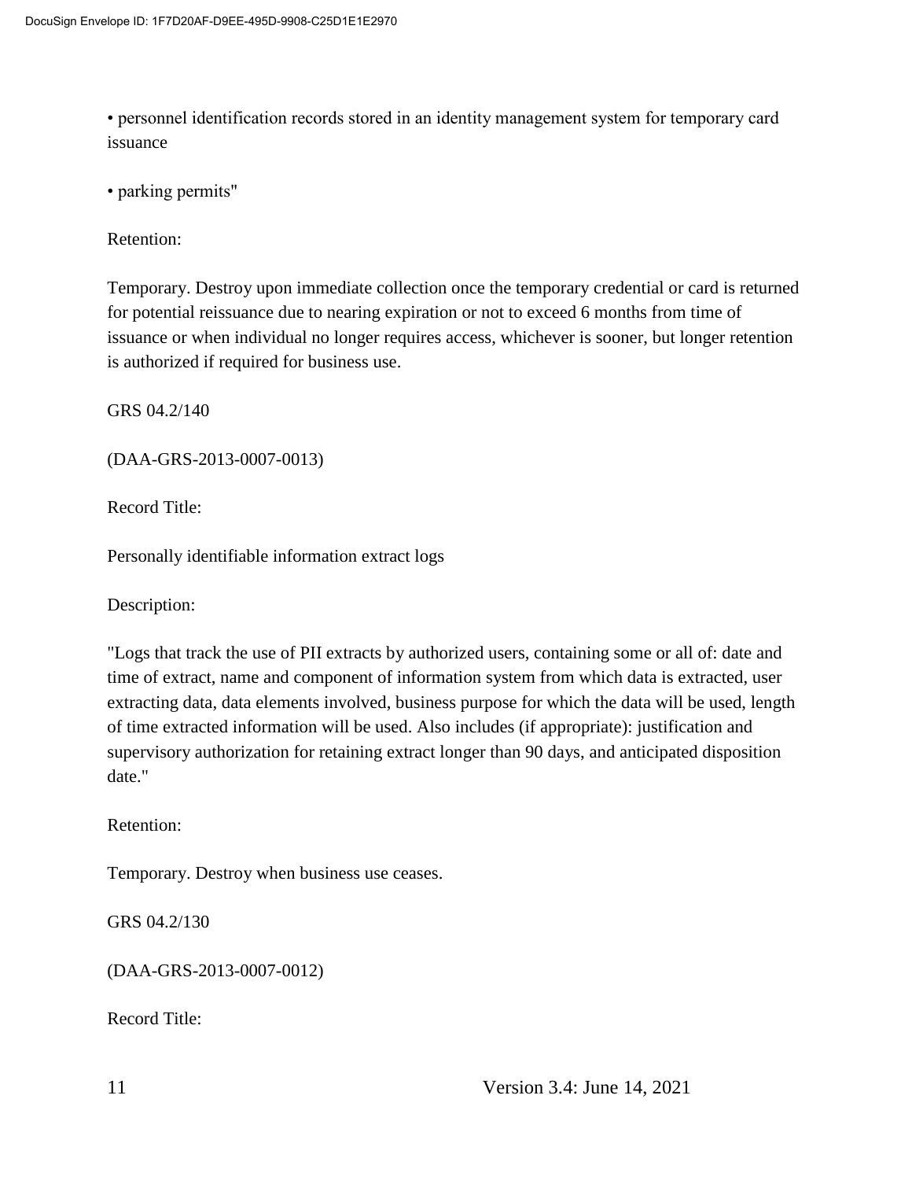• personnel identification records stored in an identity management system for temporary card issuance

• parking permits"

Retention:

Temporary. Destroy upon immediate collection once the temporary credential or card is returned for potential reissuance due to nearing expiration or not to exceed 6 months from time of issuance or when individual no longer requires access, whichever is sooner, but longer retention is authorized if required for business use.

GRS 04.2/140

(DAA-GRS-2013-0007-0013)

Record Title:

Personally identifiable information extract logs

Description:

"Logs that track the use of PII extracts by authorized users, containing some or all of: date and time of extract, name and component of information system from which data is extracted, user extracting data, data elements involved, business purpose for which the data will be used, length of time extracted information will be used. Also includes (if appropriate): justification and supervisory authorization for retaining extract longer than 90 days, and anticipated disposition date."

Retention:

Temporary. Destroy when business use ceases.

GRS 04.2/130

(DAA-GRS-2013-0007-0012)

Record Title: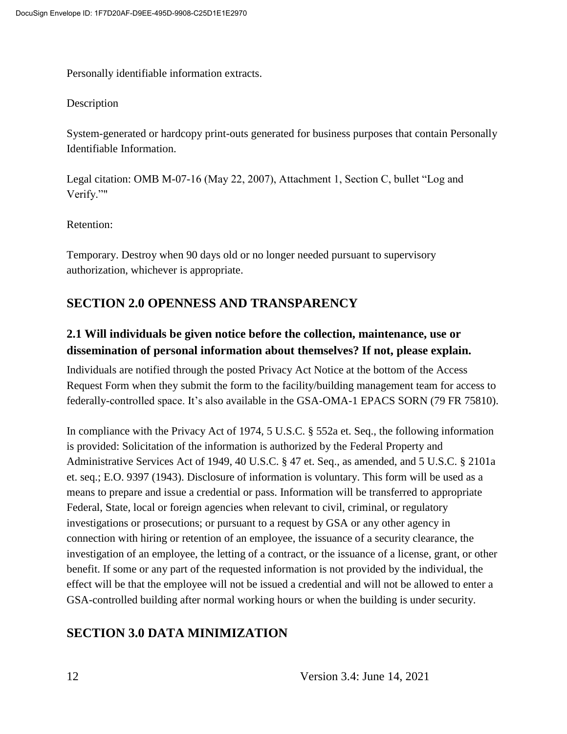Personally identifiable information extracts.

Description

System-generated or hardcopy print-outs generated for business purposes that contain Personally Identifiable Information.

Legal citation: OMB M-07-16 (May 22, 2007), Attachment 1, Section C, bullet "Log and Verify.""

Retention:

Temporary. Destroy when 90 days old or no longer needed pursuant to supervisory authorization, whichever is appropriate.

## SECTION 2.0 OPENNESS AND TRANSPARENCY

### 2.1 Will individuals be given notice before the collection, maintenance, use or dissemination of personal information about themselves? If not, please explain.

Individuals are notified through the posted Privacy Act Notice at the bottom of the Access Request Form when they submit the form to the facility/building management team for access to federally-controlled space. It's also available in the GSA-OMA-1 EPACS SORN (79 FR 75810).

In compliance with the Privacy Act of 1974, 5 U.S.C. § 552a et. Seq., the following information is provided: Solicitation of the information is authorized by the Federal Property and Administrative Services Act of 1949, 40 U.S.C. § 47 et. Seq., as amended, and 5 U.S.C. § 2101a et. seq.; E.O. 9397 (1943). Disclosure of information is voluntary. This form will be used as a means to prepare and issue a credential or pass. Information will be transferred to appropriate Federal, State, local or foreign agencies when relevant to civil, criminal, or regulatory investigations or prosecutions; or pursuant to a request by GSA or any other agency in connection with hiring or retention of an employee, the issuance of a security clearance, the investigation of an employee, the letting of a contract, or the issuance of a license, grant, or other benefit. If some or any part of the requested information is not provided by the individual, the effect will be that the employee will not be issued a credential and will not be allowed to enter a GSA-controlled building after normal working hours or when the building is under security.

## SECTION 3.0 DATA MINIMIZATION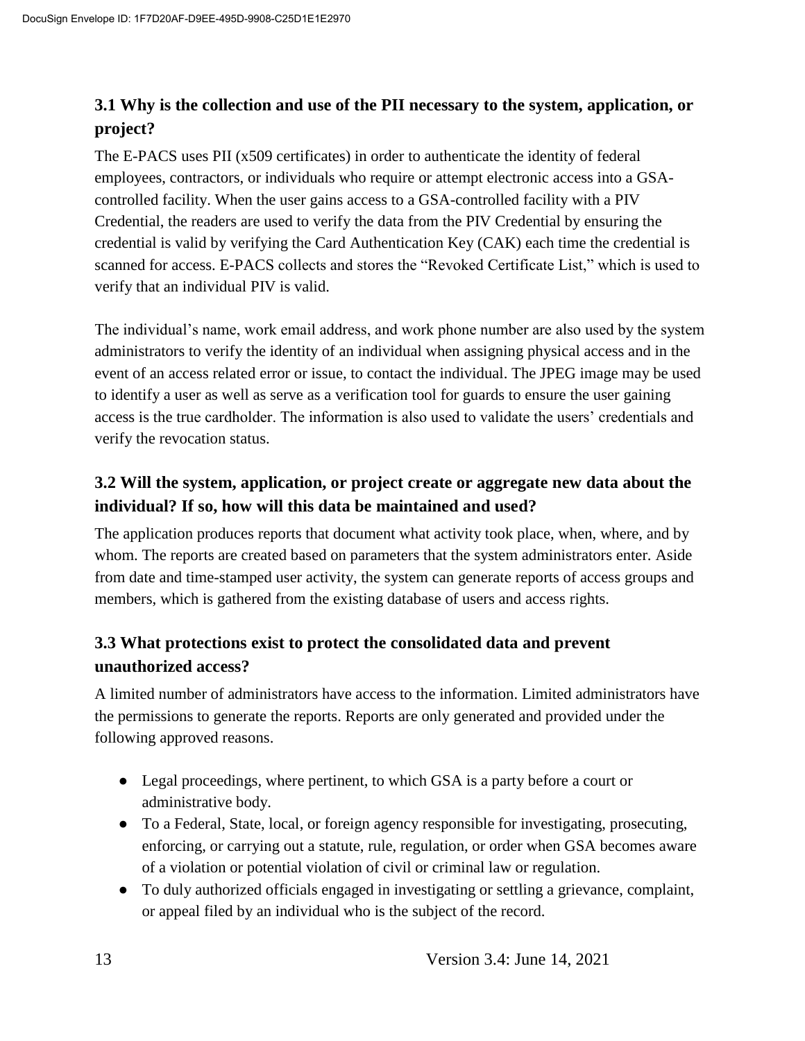### 3.1 Why is the collection and use of the PII necessary to the system, application, or project?

The E-PACS uses PII (x509 certificates) in order to authenticate the identity of federal employees, contractors, or individuals who require or attempt electronic access into a GSA-controlled facility. When the user gains access to a GSA-controlled facility with a PIV Credential, the readers are used to verify the data from the PIV Credential by ensuring the credential is valid by verifying the Card Authentication Key (CAK) each time the credential is scanned for access. E-PACS collects and stores the "Revoked Certificate List," which is used to verify that an individual PIV is valid.

The individual's name, work email address, and work phone number are also used by the system administrators to verify the identity of an individual when assigning physical access and in the event of an access related error or issue, to contact the individual. The JPEG image may be used to identify a user as well as serve as a verification tool for guards to ensure the user gaining access is the true cardholder. The information is also used to validate the users' credentials and verify the revocation status.

### 3.2 Will the system, application, or project create or aggregate new data about the individual? If so, how will this data be maintained and used?

The application produces reports that document what activity took place, when, where, and by whom. The reports are created based on parameters that the system administrators enter. Aside from date and time-stamped user activity, the system can generate reports of access groups and members, which is gathered from the existing database of users and access rights.

### 3.3 What protections exist to protect the consolidated data and prevent unauthorized access?

A limited number of administrators have access to the information. Limited administrators have the permissions to generate the reports. Reports are only generated and provided under the following approved reasons.

- Legal proceedings, where pertinent, to which GSA is a party before a court or administrative body.
- To a Federal, State, local, or foreign agency responsible for investigating, prosecuting, enforcing, or carrying out a statute, rule, regulation, or order when GSA becomes aware of a violation or potential violation of civil or criminal law or regulation.
- To duly authorized officials engaged in investigating or settling a grievance, complaint, or appeal filed by an individual who is the subject of the record.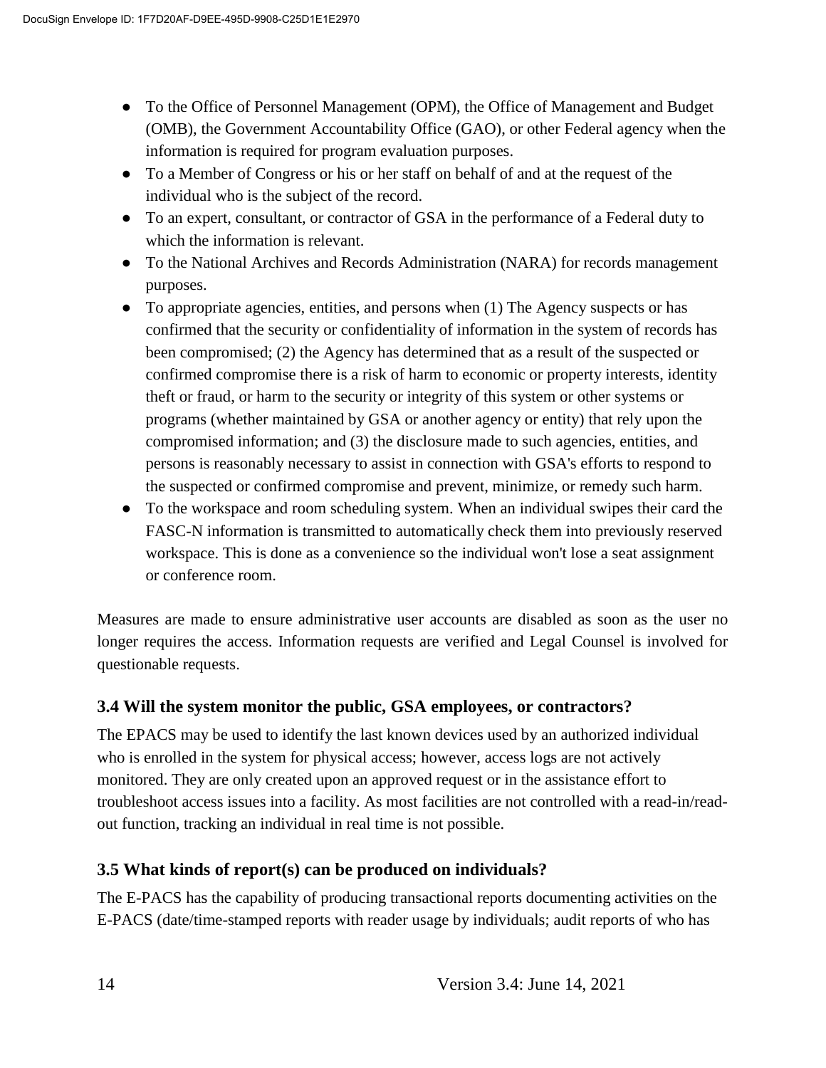- To the Office of Personnel Management (OPM), the Office of Management and Budget (OMB), the Government Accountability Office (GAO), or other Federal agency when the information is required for program evaluation purposes.
- To a Member of Congress or his or her staff on behalf of and at the request of the individual who is the subject of the record.
- To an expert, consultant, or contractor of GSA in the performance of a Federal duty to which the information is relevant.
- To the National Archives and Records Administration (NARA) for records management purposes.
- To appropriate agencies, entities, and persons when (1) The Agency suspects or has confirmed that the security or confidentiality of information in the system of records has been compromised; (2) the Agency has determined that as a result of the suspected or confirmed compromise there is a risk of harm to economic or property interests, identity theft or fraud, or harm to the security or integrity of this system or other systems or programs (whether maintained by GSA or another agency or entity) that rely upon the compromised information; and (3) the disclosure made to such agencies, entities, and persons is reasonably necessary to assist in connection with GSA's efforts to respond to the suspected or confirmed compromise and prevent, minimize, or remedy such harm.
- To the workspace and room scheduling system. When an individual swipes their card the FASC-N information is transmitted to automatically check them into previously reserved workspace. This is done as a convenience so the individual won't lose a seat assignment or conference room.

Measures are made to ensure administrative user accounts are disabled as soon as the user no longer requires the access. Information requests are verified and Legal Counsel is involved for questionable requests.

### 3.4 Will the system monitor the public, GSA employees, or contractors?

The EPACS may be used to identify the last known devices used by an authorized individual who is enrolled in the system for physical access; however, access logs are not actively monitored. They are only created upon an approved request or in the assistance effort to troubleshoot access issues into a facility. As most facilities are not controlled with a read-in/read-out function, tracking an individual in real time is not possible.

### 3.5 What kinds of report(s) can be produced on individuals?

The E-PACS has the capability of producing transactional reports documenting activities on the E-PACS (date/time-stamped reports with reader usage by individuals; audit reports of who has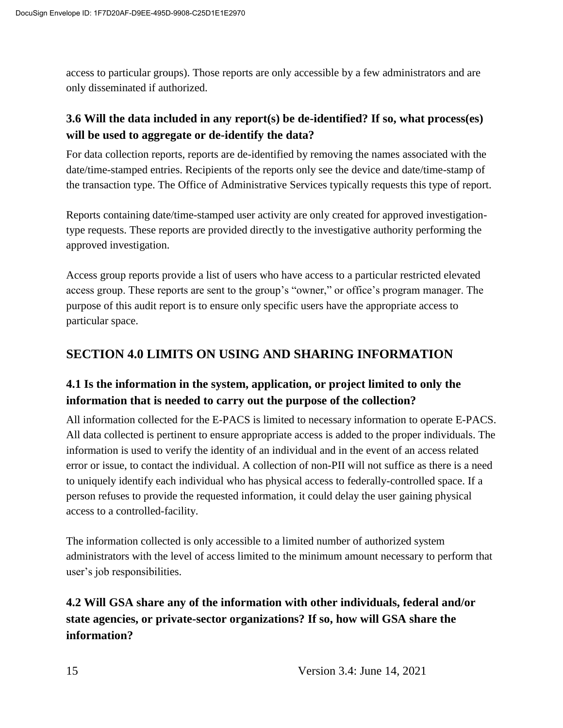access to particular groups). Those reports are only accessible by a few administrators and are only disseminated if authorized.

### 3.6 Will the data included in any report(s) be de-identified? If so, what process(es) will be used to aggregate or de-identify the data?

For data collection reports, reports are de-identified by removing the names associated with the date/time-stamped entries. Recipients of the reports only see the device and date/time-stamp of the transaction type. The Office of Administrative Services typically requests this type of report.

Reports containing date/time-stamped user activity are only created for approved investigation-type requests. These reports are provided directly to the investigative authority performing the approved investigation.

Access group reports provide a list of users who have access to a particular restricted elevated access group. These reports are sent to the group's "owner," or office's program manager. The purpose of this audit report is to ensure only specific users have the appropriate access to particular space.

## SECTION 4.0 LIMITS ON USING AND SHARING INFORMATION

### 4.1 Is the information in the system, application, or project limited to only the information that is needed to carry out the purpose of the collection?

All information collected for the E-PACS is limited to necessary information to operate E-PACS. All data collected is pertinent to ensure appropriate access is added to the proper individuals. The information is used to verify the identity of an individual and in the event of an access related error or issue, to contact the individual. A collection of non-PII will not suffice as there is a need to uniquely identify each individual who has physical access to federally-controlled space. If a person refuses to provide the requested information, it could delay the user gaining physical access to a controlled-facility.

The information collected is only accessible to a limited number of authorized system administrators with the level of access limited to the minimum amount necessary to perform that user's job responsibilities.

### 4.2 Will GSA share any of the information with other individuals, federal and/or state agencies, or private-sector organizations? If so, how will GSA share the information?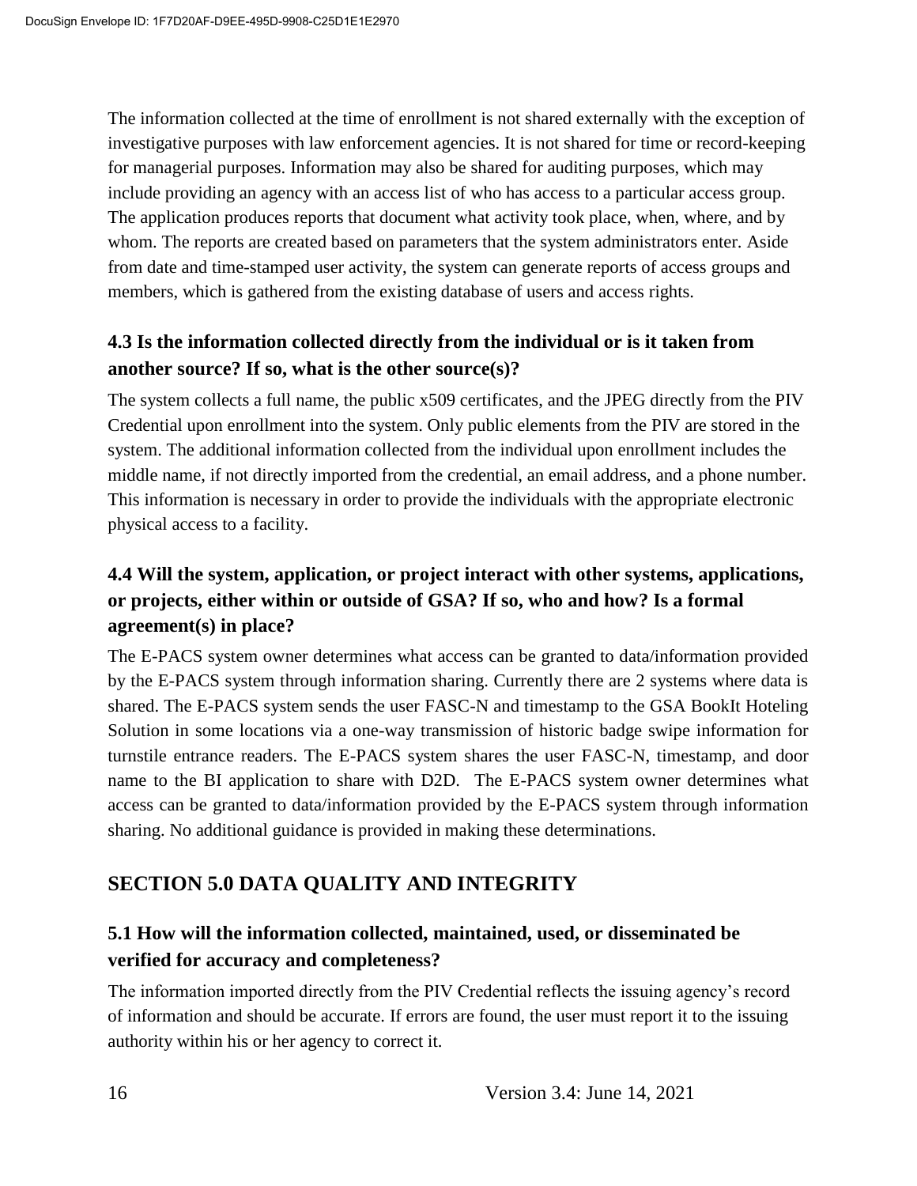The information collected at the time of enrollment is not shared externally with the exception of investigative purposes with law enforcement agencies. It is not shared for time or record-keeping for managerial purposes. Information may also be shared for auditing purposes, which may include providing an agency with an access list of who has access to a particular access group. The application produces reports that document what activity took place, when, where, and by whom. The reports are created based on parameters that the system administrators enter. Aside from date and time-stamped user activity, the system can generate reports of access groups and members, which is gathered from the existing database of users and access rights.

### 4.3 Is the information collected directly from the individual or is it taken from another source? If so, what is the other source(s)?

The system collects a full name, the public x509 certificates, and the JPEG directly from the PIV Credential upon enrollment into the system. Only public elements from the PIV are stored in the system. The additional information collected from the individual upon enrollment includes the middle name, if not directly imported from the credential, an email address, and a phone number. This information is necessary in order to provide the individuals with the appropriate electronic physical access to a facility.

### 4.4 Will the system, application, or project interact with other systems, applications, or projects, either within or outside of GSA? If so, who and how? Is a formal agreement(s) in place?

The E-PACS system owner determines what access can be granted to data/information provided by the E-PACS system through information sharing. Currently there are 2 systems where data is shared. The E-PACS system sends the user FASC-N and timestamp to the GSA BookIt Hoteling Solution in some locations via a one-way transmission of historic badge swipe information for turnstile entrance readers. The E-PACS system shares the user FASC-N, timestamp, and door name to the BI application to share with D2D. The E-PACS system owner determines what access can be granted to data/information provided by the E-PACS system through information sharing. No additional guidance is provided in making these determinations.

## SECTION 5.0 DATA QUALITY AND INTEGRITY

### 5.1 How will the information collected, maintained, used, or disseminated be verified for accuracy and completeness?

The information imported directly from the PIV Credential reflects the issuing agency's record of information and should be accurate. If errors are found, the user must report it to the issuing authority within his or her agency to correct it.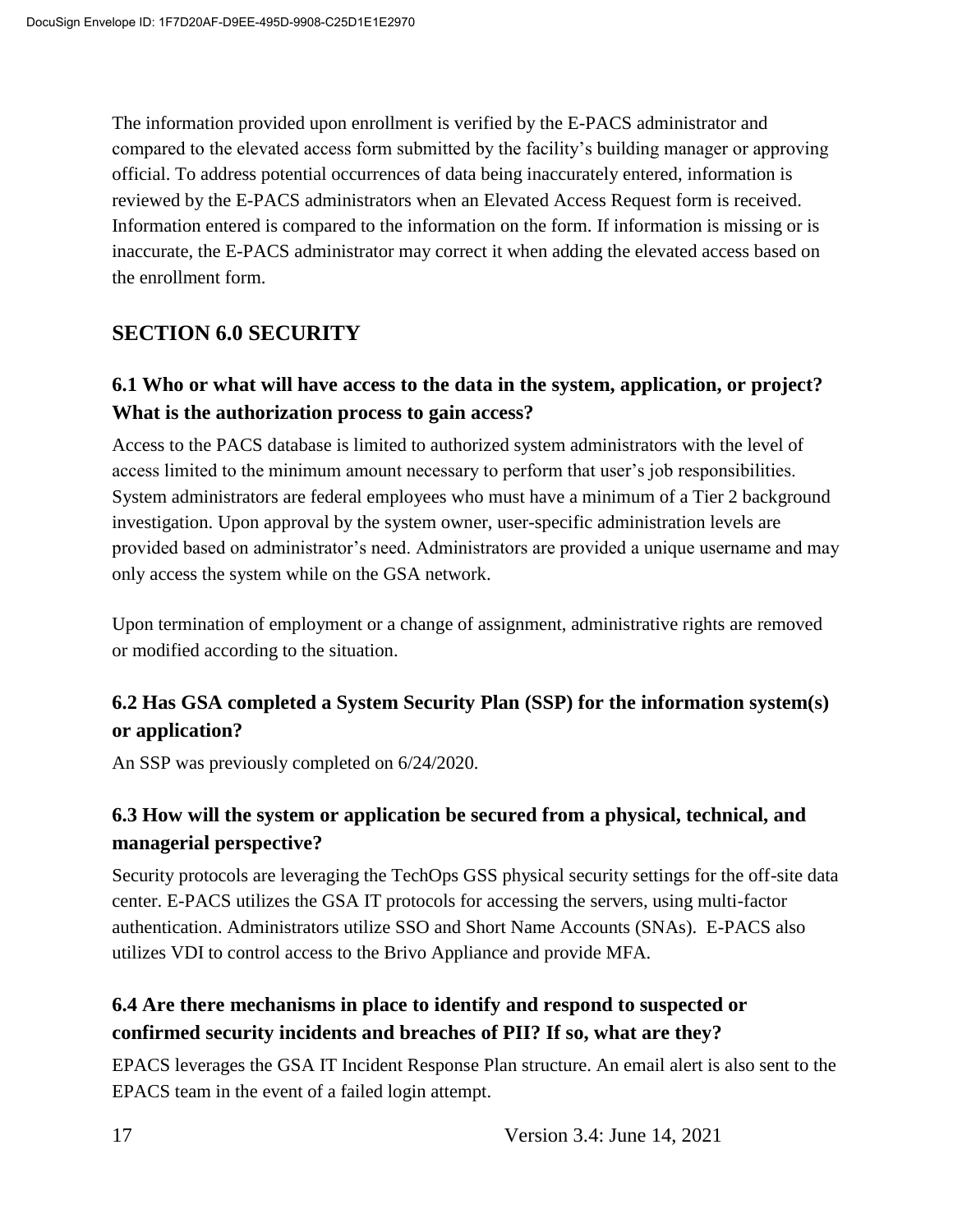The information provided upon enrollment is verified by the E-PACS administrator and compared to the elevated access form submitted by the facility's building manager or approving official. To address potential occurrences of data being inaccurately entered, information is reviewed by the E-PACS administrators when an Elevated Access Request form is received. Information entered is compared to the information on the form. If information is missing or is inaccurate, the E-PACS administrator may correct it when adding the elevated access based on the enrollment form.

## SECTION 6.0 SECURITY

### 6.1 Who or what will have access to the data in the system, application, or project? What is the authorization process to gain access?

Access to the PACS database is limited to authorized system administrators with the level of access limited to the minimum amount necessary to perform that user's job responsibilities. System administrators are federal employees who must have a minimum of a Tier 2 background investigation. Upon approval by the system owner, user-specific administration levels are provided based on administrator's need. Administrators are provided a unique username and may only access the system while on the GSA network.

Upon termination of employment or a change of assignment, administrative rights are removed or modified according to the situation.

### 6.2 Has GSA completed a System Security Plan (SSP) for the information system(s) or application?

An SSP was previously completed on 6/24/2020.

### 6.3 How will the system or application be secured from a physical, technical, and managerial perspective?

Security protocols are leveraging the TechOps GSS physical security settings for the off-site data center. E-PACS utilizes the GSA IT protocols for accessing the servers, using multi-factor authentication. Administrators utilize SSO and Short Name Accounts (SNAs). E-PACS also utilizes VDI to control access to the Brivo Appliance and provide MFA.

### 6.4 Are there mechanisms in place to identify and respond to suspected or confirmed security incidents and breaches of PII? If so, what are they?

EPACS leverages the GSA IT Incident Response Plan structure. An email alert is also sent to the EPACS team in the event of a failed login attempt.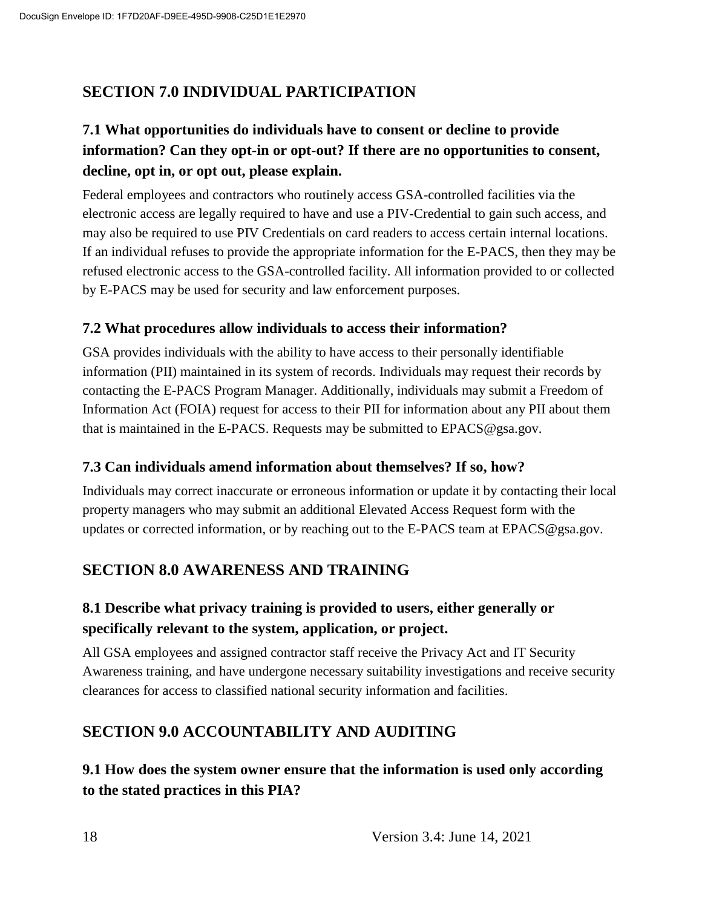## SECTION 7.0 INDIVIDUAL PARTICIPATION

### 7.1 What opportunities do individuals have to consent or decline to provide information? Can they opt-in or opt-out? If there are no opportunities to consent, decline, opt in, or opt out, please explain.

Federal employees and contractors who routinely access GSA-controlled facilities via the electronic access are legally required to have and use a PIV-Credential to gain such access, and may also be required to use PIV Credentials on card readers to access certain internal locations. If an individual refuses to provide the appropriate information for the E-PACS, then they may be refused electronic access to the GSA-controlled facility. All information provided to or collected by E-PACS may be used for security and law enforcement purposes.

### 7.2 What procedures allow individuals to access their information?

GSA provides individuals with the ability to have access to their personally identifiable information (PII) maintained in its system of records. Individuals may request their records by contacting the E-PACS Program Manager. Additionally, individuals may submit a Freedom of Information Act (FOIA) request for access to their PII for information about any PII about them that is maintained in the E-PACS. Requests may be submitted to EPACS@gsa.gov.

### 7.3 Can individuals amend information about themselves? If so, how?

Individuals may correct inaccurate or erroneous information or update it by contacting their local property managers who may submit an additional Elevated Access Request form with the updates or corrected information, or by reaching out to the E-PACS team at EPACS@gsa.gov.

## SECTION 8.0 AWARENESS AND TRAINING

### 8.1 Describe what privacy training is provided to users, either generally or specifically relevant to the system, application, or project.

All GSA employees and assigned contractor staff receive the Privacy Act and IT Security Awareness training, and have undergone necessary suitability investigations and receive security clearances for access to classified national security information and facilities.

## SECTION 9.0 ACCOUNTABILITY AND AUDITING

### 9.1 How does the system owner ensure that the information is used only according to the stated practices in this PIA?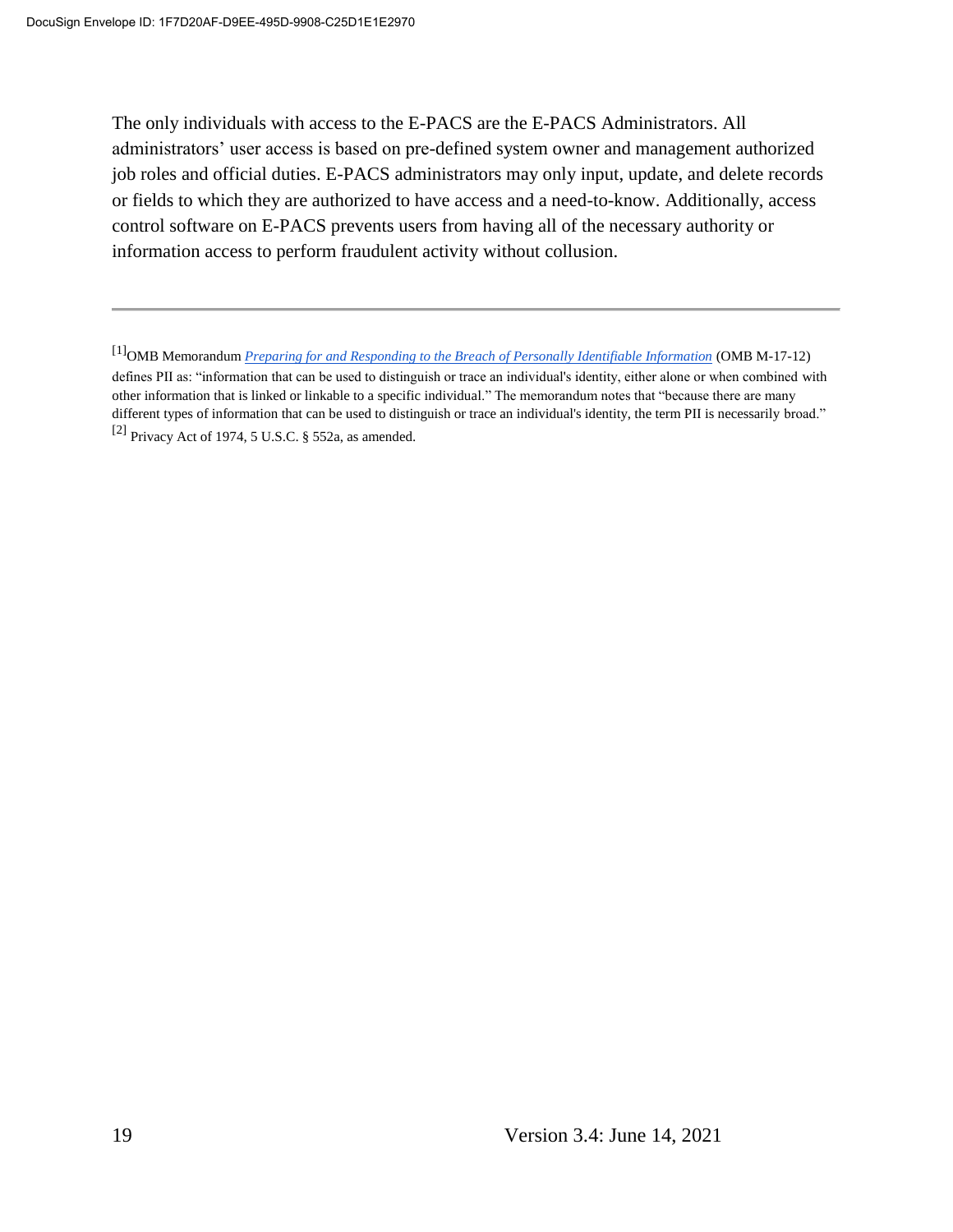The only individuals with access to the E-PACS are the E-PACS Administrators. All administrators' user access is based on pre-defined system owner and management authorized job roles and official duties. E-PACS administrators may only input, update, and delete records or fields to which they are authorized to have access and a need-to-know. Additionally, access control software on E-PACS prevents users from having all of the necessary authority or information access to perform fraudulent activity without collusion.

---

[1]OMB Memorandum *Preparing for and Responding to the Breach of Personally Identifiable Information* (OMB M-17-12) defines PII as: "information that can be used to distinguish or trace an individual's identity, either alone or when combined with other information that is linked or linkable to a specific individual." The memorandum notes that "because there are many different types of information that can be used to distinguish or trace an individual's identity, the term PII is necessarily broad."

[2] Privacy Act of 1974, 5 U.S.C. § 552a, as amended.